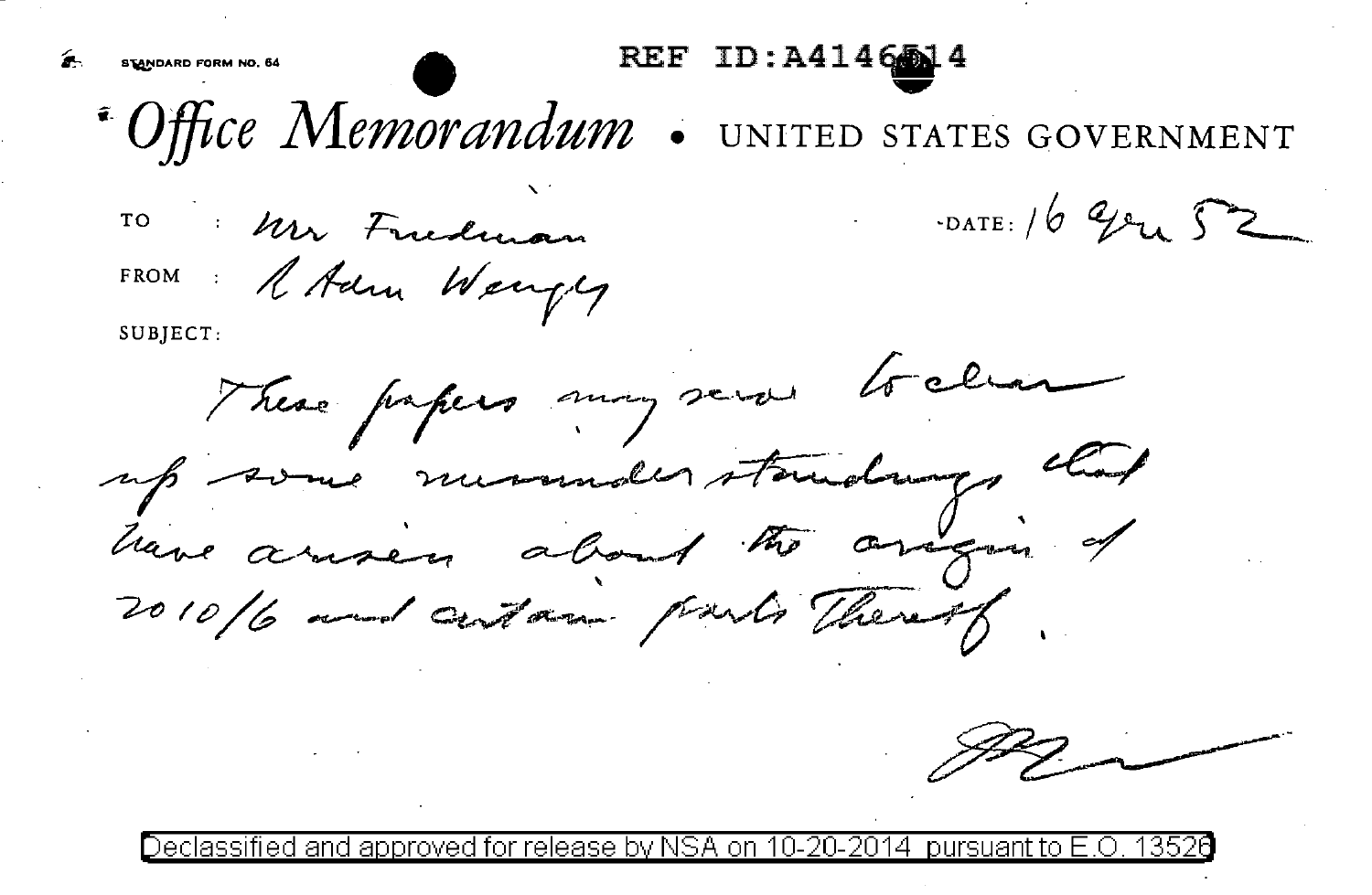STANDARD FORM NO. 64

REF ID:A4146514

# Office Memorandum • UNITED STATES GOVERNMENT

TO : Mr Friedman

FROM : R Adm Wenger

DATE: 16 Jan 52

SUBJECT:

These papers may serve to clear up some misunderstandings that have arisen about the origin of 2010/6 and certain parts thereof.

[signature]

Declassified and approved for release by NSA on 10-20-2014 pursuant to E.O. 13526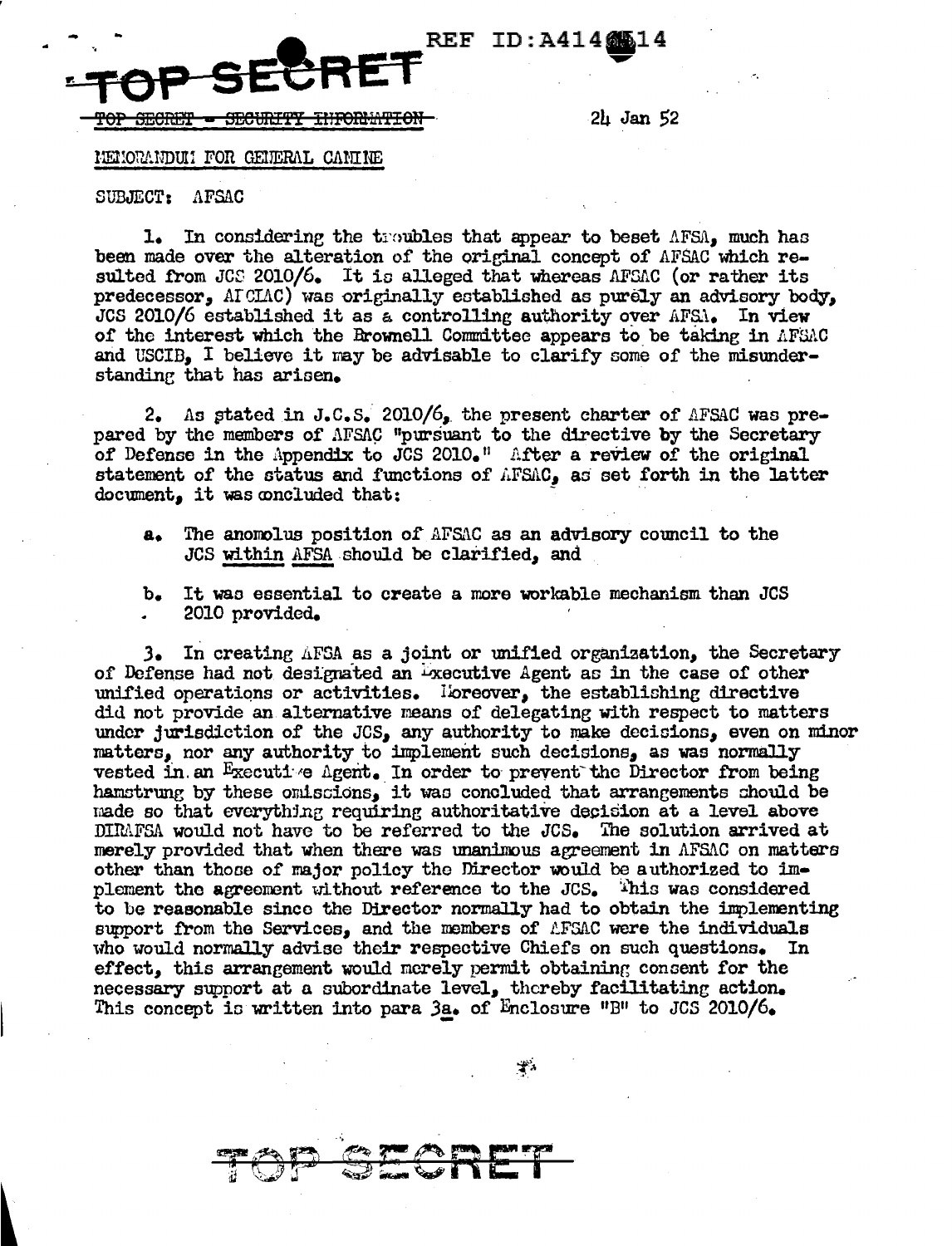REF ID:A414614

TOP SECRET

~~TOP SECRET - SECURITY INFORMATION~~

24 Jan 52

MEMORANDUM FOR GENERAL CANINE

SUBJECT: AFSAC

1. In considering the troubles that appear to beset AFSA, much has been made over the alteration of the original concept of AFSAC which resulted from JCS 2010/6. It is alleged that whereas AFSAC (or rather its predecessor, AFCIAC) was originally established as purely an advisory body, JCS 2010/6 established it as a controlling authority over AFSA. In view of the interest which the Brownell Committee appears to be taking in AFSAC and USCIB, I believe it may be advisable to clarify some of the misunderstanding that has arisen.

2. As stated in J.C.S. 2010/6, the present charter of AFSAC was prepared by the members of AFSAC "pursuant to the directive by the Secretary of Defense in the Appendix to JCS 2010." After a review of the original statement of the status and functions of AFSAC, as set forth in the latter document, it was concluded that:

a. The anomolus position of AFSAC as an advisory council to the JCS <u>within</u> AFSA should be clarified, and

b. It was essential to create a more workable mechanism than JCS 2010 provided.

3. In creating AFSA as a joint or unified organization, the Secretary of Defense had not designated an Executive Agent as in the case of other unified operations or activities. Moreover, the establishing directive did not provide an alternative means of delegating with respect to matters under jurisdiction of the JCS, any authority to make decisions, even on minor matters, nor any authority to implement such decisions, as was normally vested in an Executive Agent. In order to prevent the Director from being hamstrung by these omissions, it was concluded that arrangements should be made so that everything requiring authoritative decision at a level above DIRAFSA would not have to be referred to the JCS. The solution arrived at merely provided that when there was unanimous agreement in AFSAC on matters other than those of major policy the Director would be authorized to implement the agreement without reference to the JCS. This was considered to be reasonable since the Director normally had to obtain the implementing support from the Services, and the members of AFSAC were the individuals who would normally advise their respective Chiefs on such questions. In effect, this arrangement would merely permit obtaining consent for the necessary support at a subordinate level, thereby facilitating action. This concept is written into para 3a. of Enclosure "B" to JCS 2010/6.

TOP SECRET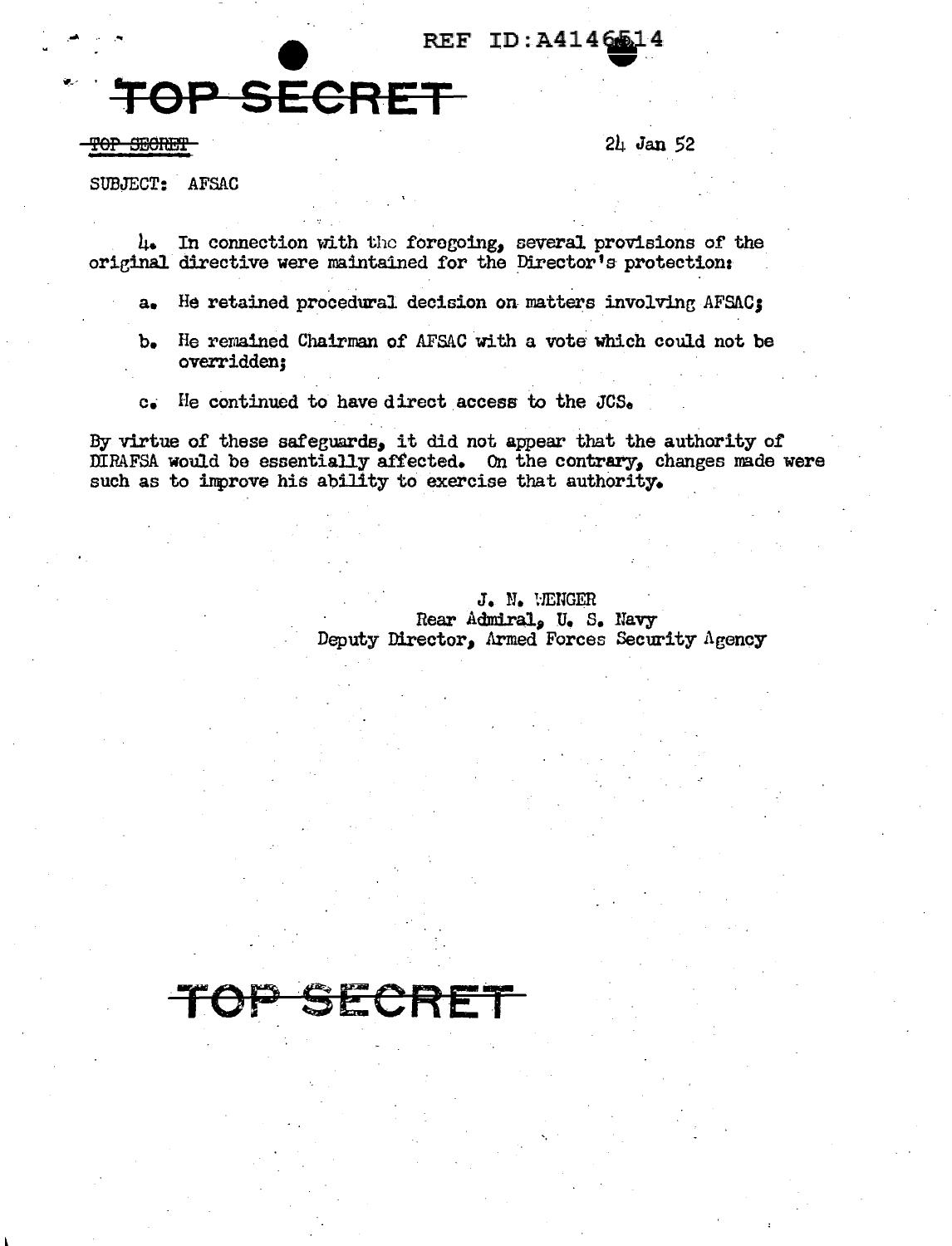TOP SECRET

SUBJECT: AFSAC

24 Jan 52

4. In connection with the foregoing, several provisions of the original directive were maintained for the Director's protection:

a. He retained procedural decision on matters involving AFSAC;

b. He remained Chairman of AFSAC with a vote which could not be overridden;

c. He continued to have direct access to the JCS.

By virtue of these safeguards, it did not appear that the authority of DIRAFSA would be essentially affected. On the contrary, changes made were such as to improve his ability to exercise that authority.

J. N. WENGER
Rear Admiral, U. S. Navy
Deputy Director, Armed Forces Security Agency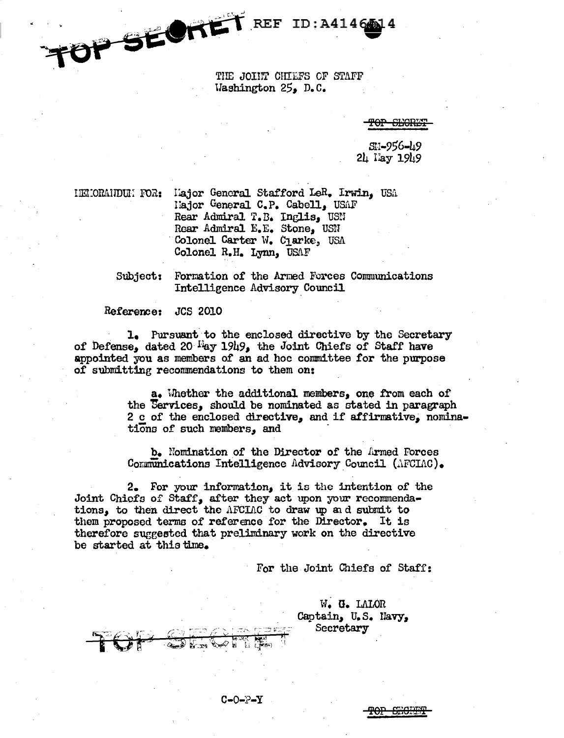TOP SECRET REF ID:A4146514

THE JOINT CHIEFS OF STAFF
Washington 25, D.C.

~~TOP SECRET~~

SM-956-49
24 May 1949

MEMORANDUM FOR: Major General Stafford LeR. Irwin, USA
Major General C.P. Cabell, USAF
Rear Admiral T.B. Inglis, USN
Rear Admiral E.E. Stone, USN
Colonel Carter W. Clarke, USA
Colonel R.H. Lynn, USAF

Subject: Formation of the Armed Forces Communications Intelligence Advisory Council

Reference: JCS 2010

1. Pursuant to the enclosed directive by the Secretary of Defense, dated 20 May 1949, the Joint Chiefs of Staff have appointed you as members of an ad hoc committee for the purpose of submitting recommendations to them on:

 a. Whether the additional members, one from each of the Services, should be nominated as stated in paragraph 2 c of the enclosed directive, and if affirmative, nominations of such members, and

 b. Nomination of the Director of the Armed Forces Communications Intelligence Advisory Council (AFCIAC).

2. For your information, it is the intention of the Joint Chiefs of Staff, after they act upon your recommendations, to then direct the AFCIAC to draw up and submit to them proposed terms of reference for the Director. It is therefore suggested that preliminary work on the directive be started at this time.

For the Joint Chiefs of Staff:

W. G. LALOR
Captain, U.S. Navy,
Secretary

~~TOP SECRET~~

C-O-P-Y

~~TOP SECRET~~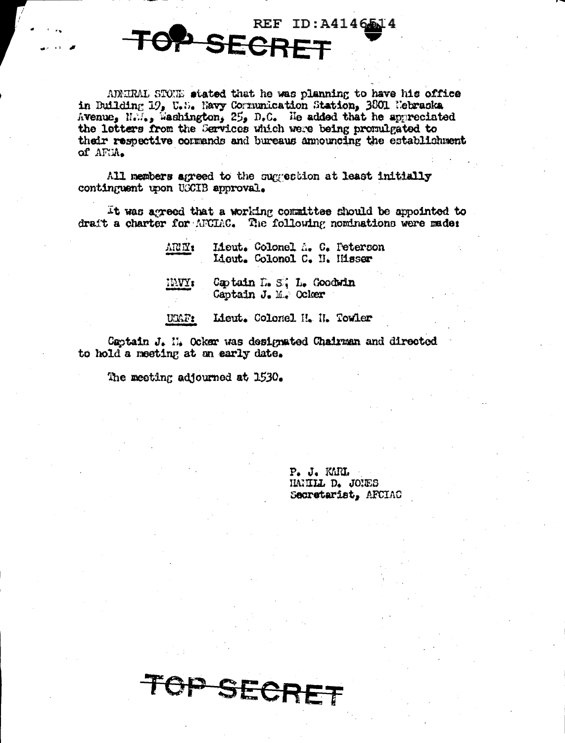ADMIRAL STONE stated that he was planning to have his office in Building 19, U.S. Navy Communication Station, 3801 Nebraska Avenue, N.W., Washington, 25, D.C. He added that he appreciated the letters from the Services which were being promulgated to their respective commands and bureaus announcing the establishment of AFSA.

All members agreed to the suggestion at least initially contingent upon USCIB approval.

It was agreed that a working committee should be appointed to draft a charter for AFCIAC. The following nominations were made:

ARMY: Lieut. Colonel A. C. Peterson
Lieut. Colonel C. H. Hisser

NAVY: Captain L. S. L. Goodwin
Captain J. M. Ocker

USAF: Lieut. Colonel H. H. Towler

Captain J. M. Ocker was designated Chairman and directed to hold a meeting at an early date.

The meeting adjourned at 1530.

P. J. KARL
HAMILL D. JONES
Secretariat, AFCIAC